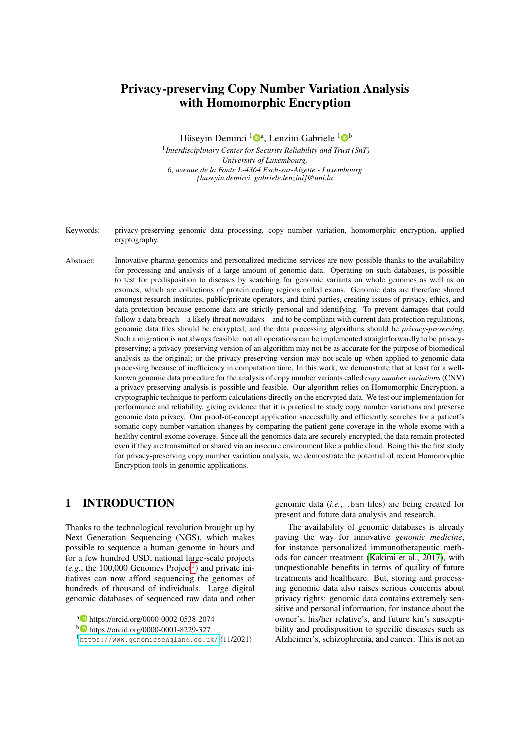# Privacy-preserving Copy Number Variation Analysis with Homomorphic Encryption

Hüseyin Demirci [1][a], Lenzini Gabriele [1][b]

[1] *Interdisciplinary Center for Security Reliability and Trust (SnT)*
*University of Luxembourg,*
*6, avenue de la Fonte L-4364 Esch-sur-Alzette - Luxembourg*
*{huseyin.demirci, gabriele.lenzini}@uni.lu*

Keywords: privacy-preserving genomic data processing, copy number variation, homomorphic encryption, applied cryptography.

Abstract: Innovative pharma-genomics and personalized medicine services are now possible thanks to the availability for processing and analysis of a large amount of genomic data. Operating on such databases, is possible to test for predisposition to diseases by searching for genomic variants on whole genomes as well as on exomes, which are collections of protein coding regions called exons. Genomic data are therefore shared amongst research institutes, public/private operators, and third parties, creating issues of privacy, ethics, and data protection because genome data are strictly personal and identifying. To prevent damages that could follow a data breach—a likely threat nowadays—and to be compliant with current data protection regulations, genomic data files should be encrypted, and the data processing algorithms should be *privacy-preserving*. Such a migration is not always feasible: not all operations can be implemented straightforwardly to be privacy-preserving; a privacy-preserving version of an algorithm may not be as accurate for the purpose of biomedical analysis as the original; or the privacy-preserving version may not scale up when applied to genomic data processing because of inefficiency in computation time. In this work, we demonstrate that at least for a well-known genomic data procedure for the analysis of copy number variants called *copy number variations* (CNV) a privacy-preserving analysis is possible and feasible. Our algorithm relies on Homomorphic Encryption, a cryptographic technique to perform calculations directly on the encrypted data. We test our implementation for performance and reliability, giving evidence that it is practical to study copy number variations and preserve genomic data privacy. Our proof-of-concept application successfully and efficiently searches for a patient's somatic copy number variation changes by comparing the patient gene coverage in the whole exome with a healthy control exome coverage. Since all the genomics data are securely encrypted, the data remain protected even if they are transmitted or shared via an insecure environment like a public cloud. Being this the first study for privacy-preserving copy number variation analysis, we demonstrate the potential of recent Homomorphic Encryption tools in genomic applications.

## 1 INTRODUCTION

Thanks to the technological revolution brought up by Next Generation Sequencing (NGS), which makes possible to sequence a human genome in hours and for a few hundred USD, national large-scale projects (*e.g.*, the 100,000 Genomes Project[1]) and private initiatives can now afford sequencing the genomes of hundreds of thousand of individuals. Large digital genomic databases of sequenced raw data and other genomic data (*i.e.*, `.bam` files) are being created for present and future data analysis and research.

The availability of genomic databases is already paving the way for innovative *genomic medicine*, for instance personalized immunotherapeutic methods for cancer treatment (Kakimi et al., 2017), with unquestionable benefits in terms of quality of future treatments and healthcare. But, storing and processing genomic data also raises serious concerns about privacy rights: genomic data contains extremely sensitive and personal information, for instance about the owner's, his/her relative's, and future kin's susceptibility and predisposition to specific diseases such as Alzheimer's, schizophrenia, and cancer. This is not an

[a] https://orcid.org/0000-0002-0538-2074
[b] https://orcid.org/0000-0001-8229-327
[1] https://www.genomicsengland.co.uk/ (11/2021)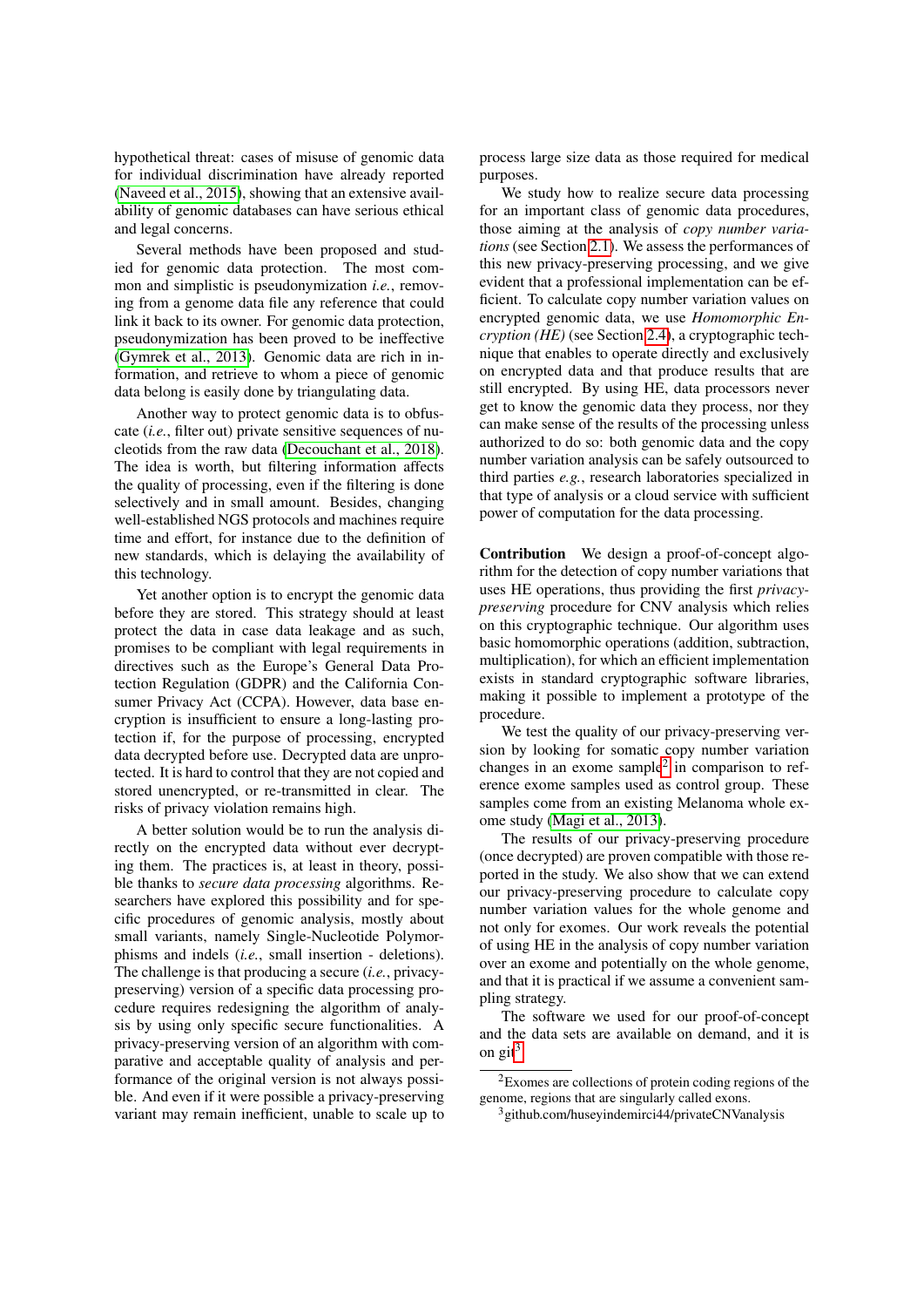hypothetical threat: cases of misuse of genomic data for individual discrimination have already reported (Naveed et al., 2015), showing that an extensive availability of genomic databases can have serious ethical and legal concerns.

Several methods have been proposed and studied for genomic data protection. The most common and simplistic is pseudonymization *i.e.*, removing from a genome data file any reference that could link it back to its owner. For genomic data protection, pseudonymization has been proved to be ineffective (Gymrek et al., 2013). Genomic data are rich in information, and retrieve to whom a piece of genomic data belong is easily done by triangulating data.

Another way to protect genomic data is to obfuscate (*i.e.*, filter out) private sensitive sequences of nucleotids from the raw data (Decouchant et al., 2018). The idea is worth, but filtering information affects the quality of processing, even if the filtering is done selectively and in small amount. Besides, changing well-established NGS protocols and machines require time and effort, for instance due to the definition of new standards, which is delaying the availability of this technology.

Yet another option is to encrypt the genomic data before they are stored. This strategy should at least protect the data in case data leakage and as such, promises to be compliant with legal requirements in directives such as the Europe's General Data Protection Regulation (GDPR) and the California Consumer Privacy Act (CCPA). However, data base encryption is insufficient to ensure a long-lasting protection if, for the purpose of processing, encrypted data decrypted before use. Decrypted data are unprotected. It is hard to control that they are not copied and stored unencrypted, or re-transmitted in clear. The risks of privacy violation remains high.

A better solution would be to run the analysis directly on the encrypted data without ever decrypting them. The practices is, at least in theory, possible thanks to *secure data processing* algorithms. Researchers have explored this possibility and for specific procedures of genomic analysis, mostly about small variants, namely Single-Nucleotide Polymorphisms and indels (*i.e.*, small insertion - deletions). The challenge is that producing a secure (*i.e.*, privacy-preserving) version of a specific data processing procedure requires redesigning the algorithm of analysis by using only specific secure functionalities. A privacy-preserving version of an algorithm with comparative and acceptable quality of analysis and performance of the original version is not always possible. And even if it were possible a privacy-preserving variant may remain inefficient, unable to scale up to process large size data as those required for medical purposes.

We study how to realize secure data processing for an important class of genomic data procedures, those aiming at the analysis of *copy number variations* (see Section 2.1). We assess the performances of this new privacy-preserving processing, and we give evident that a professional implementation can be efficient. To calculate copy number variation values on encrypted genomic data, we use *Homomorphic Encryption (HE)* (see Section 2.4), a cryptographic technique that enables to operate directly and exclusively on encrypted data and that produce results that are still encrypted. By using HE, data processors never get to know the genomic data they process, nor they can make sense of the results of the processing unless authorized to do so: both genomic data and the copy number variation analysis can be safely outsourced to third parties *e.g.*, research laboratories specialized in that type of analysis or a cloud service with sufficient power of computation for the data processing.

**Contribution** We design a proof-of-concept algorithm for the detection of copy number variations that uses HE operations, thus providing the first *privacy-preserving* procedure for CNV analysis which relies on this cryptographic technique. Our algorithm uses basic homomorphic operations (addition, subtraction, multiplication), for which an efficient implementation exists in standard cryptographic software libraries, making it possible to implement a prototype of the procedure.

We test the quality of our privacy-preserving version by looking for somatic copy number variation changes in an exome sample[2] in comparison to reference exome samples used as control group. These samples come from an existing Melanoma whole exome study (Magi et al., 2013).

The results of our privacy-preserving procedure (once decrypted) are proven compatible with those reported in the study. We also show that we can extend our privacy-preserving procedure to calculate copy number variation values for the whole genome and not only for exomes. Our work reveals the potential of using HE in the analysis of copy number variation over an exome and potentially on the whole genome, and that it is practical if we assume a convenient sampling strategy.

The software we used for our proof-of-concept and the data sets are available on demand, and it is on git[3].

[2] Exomes are collections of protein coding regions of the genome, regions that are singularly called exons.

[3] github.com/huseyindemirci44/privateCNVanalysis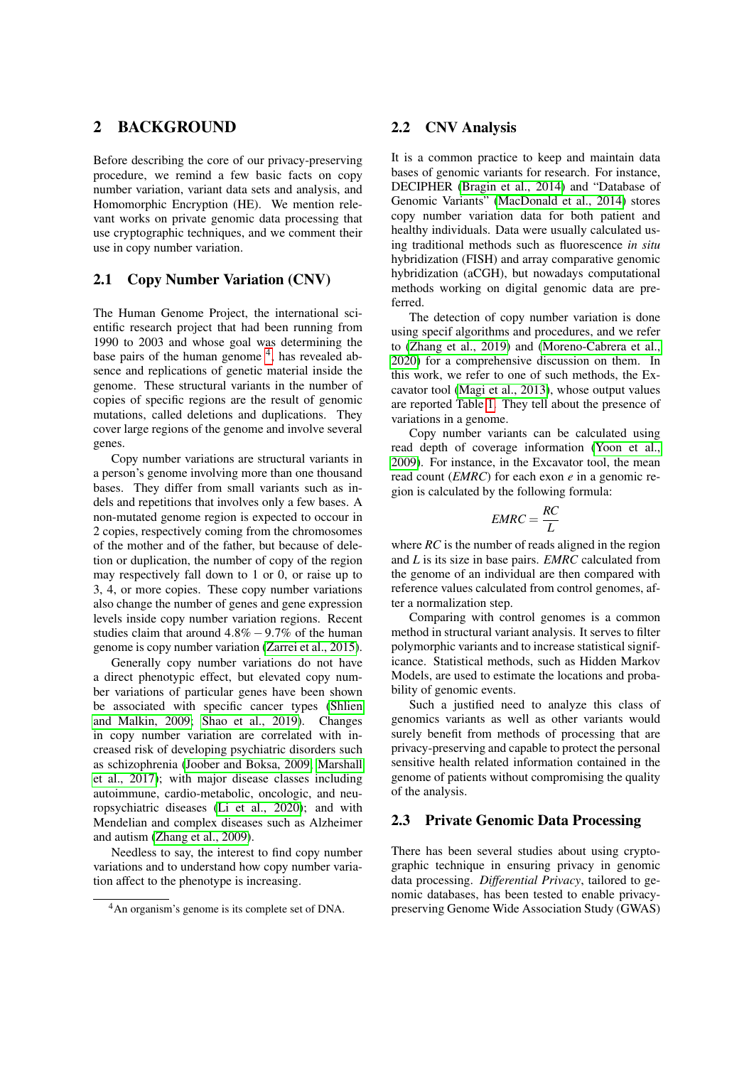## 2 BACKGROUND

Before describing the core of our privacy-preserving procedure, we remind a few basic facts on copy number variation, variant data sets and analysis, and Homomorphic Encryption (HE). We mention relevant works on private genomic data processing that use cryptographic techniques, and we comment their use in copy number variation.

### 2.1 Copy Number Variation (CNV)

The Human Genome Project, the international scientific research project that had been running from 1990 to 2003 and whose goal was determining the base pairs of the human genome [4], has revealed absence and replications of genetic material inside the genome. These structural variants in the number of copies of specific regions are the result of genomic mutations, called deletions and duplications. They cover large regions of the genome and involve several genes.

Copy number variations are structural variants in a person's genome involving more than one thousand bases. They differ from small variants such as indels and repetitions that involves only a few bases. A non-mutated genome region is expected to occour in 2 copies, respectively coming from the chromosomes of the mother and of the father, but because of deletion or duplication, the number of copy of the region may respectively fall down to 1 or 0, or raise up to 3, 4, or more copies. These copy number variations also change the number of genes and gene expression levels inside copy number variation regions. Recent studies claim that around 4.8% – 9.7% of the human genome is copy number variation (Zarrei et al., 2015).

Generally copy number variations do not have a direct phenotypic effect, but elevated copy number variations of particular genes have been shown be associated with specific cancer types (Shlien and Malkin, 2009; Shao et al., 2019). Changes in copy number variation are correlated with increased risk of developing psychiatric disorders such as schizophrenia (Joober and Boksa, 2009; Marshall et al., 2017); with major disease classes including autoimmune, cardio-metabolic, oncologic, and neuropsychiatric diseases (Li et al., 2020); and with Mendelian and complex diseases such as Alzheimer and autism (Zhang et al., 2009).

Needless to say, the interest to find copy number variations and to understand how copy number variation affect to the phenotype is increasing.

[4] An organism's genome is its complete set of DNA.

### 2.2 CNV Analysis

It is a common practice to keep and maintain data bases of genomic variants for research. For instance, DECIPHER (Bragin et al., 2014) and "Database of Genomic Variants" (MacDonald et al., 2014) stores copy number variation data for both patient and healthy individuals. Data were usually calculated using traditional methods such as fluorescence *in situ* hybridization (FISH) and array comparative genomic hybridization (aCGH), but nowadays computational methods working on digital genomic data are preferred.

The detection of copy number variation is done using specif algorithms and procedures, and we refer to (Zhang et al., 2019) and (Moreno-Cabrera et al., 2020) for a comprehensive discussion on them. In this work, we refer to one of such methods, the Excavator tool (Magi et al., 2013), whose output values are reported Table 1. They tell about the presence of variations in a genome.

Copy number variants can be calculated using read depth of coverage information (Yoon et al., 2009). For instance, in the Excavator tool, the mean read count (*EMRC*) for each exon *e* in a genomic region is calculated by the following formula:

$$EMRC = \frac{RC}{L}$$

where *RC* is the number of reads aligned in the region and *L* is its size in base pairs. *EMRC* calculated from the genome of an individual are then compared with reference values calculated from control genomes, after a normalization step.

Comparing with control genomes is a common method in structural variant analysis. It serves to filter polymorphic variants and to increase statistical significance. Statistical methods, such as Hidden Markov Models, are used to estimate the locations and probability of genomic events.

Such a justified need to analyze this class of genomics variants as well as other variants would surely benefit from methods of processing that are privacy-preserving and capable to protect the personal sensitive health related information contained in the genome of patients without compromising the quality of the analysis.

### 2.3 Private Genomic Data Processing

There has been several studies about using cryptographic technique in ensuring privacy in genomic data processing. *Differential Privacy*, tailored to genomic databases, has been tested to enable privacy-preserving Genome Wide Association Study (GWAS)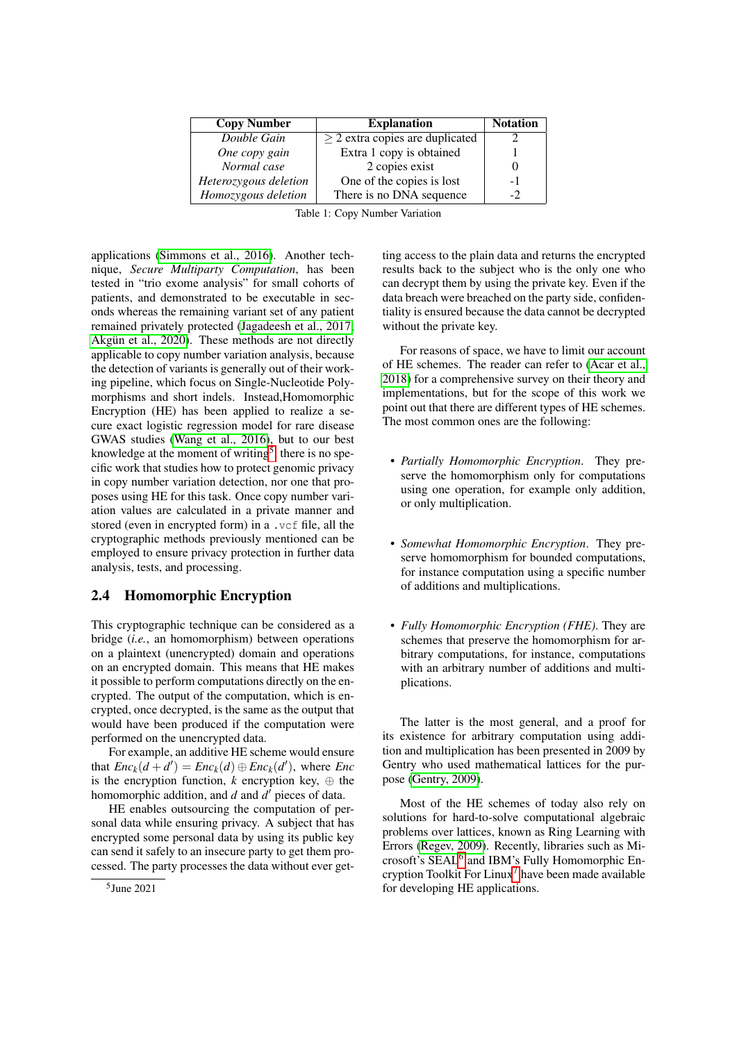| Copy Number | Explanation | Notation |
|---|---|---|
| *Double Gain* | $\geq 2$ extra copies are duplicated | 2 |
| *One copy gain* | Extra 1 copy is obtained | 1 |
| *Normal case* | 2 copies exist | 0 |
| *Heterozygous deletion* | One of the copies is lost | -1 |
| *Homozygous deletion* | There is no DNA sequence | -2 |

Table 1: Copy Number Variation

applications (Simmons et al., 2016). Another technique, *Secure Multiparty Computation*, has been tested in "trio exome analysis" for small cohorts of patients, and demonstrated to be executable in seconds whereas the remaining variant set of any patient remained privately protected (Jagadeesh et al., 2017, Akgün et al., 2020). These methods are not directly applicable to copy number variation analysis, because the detection of variants is generally out of their working pipeline, which focus on Single-Nucleotide Polymorphisms and short indels. Instead,Homomorphic Encryption (HE) has been applied to realize a secure exact logistic regression model for rare disease GWAS studies (Wang et al., 2016), but to our best knowledge at the moment of writing[5] there is no specific work that studies how to protect genomic privacy in copy number variation detection, nor one that proposes using HE for this task. Once copy number variation values are calculated in a private manner and stored (even in encrypted form) in a `.vcf` file, all the cryptographic methods previously mentioned can be employed to ensure privacy protection in further data analysis, tests, and processing.

## 2.4 Homomorphic Encryption

This cryptographic technique can be considered as a bridge (*i.e.*, an homomorphism) between operations on a plaintext (unencrypted) domain and operations on an encrypted domain. This means that HE makes it possible to perform computations directly on the encrypted. The output of the computation, which is encrypted, once decrypted, is the same as the output that would have been produced if the computation were performed on the unencrypted data.

For example, an additive HE scheme would ensure that $Enc_k(d + d') = Enc_k(d) \oplus Enc_k(d')$, where $Enc$ is the encryption function, $k$ encryption key, $\oplus$ the homomorphic addition, and $d$ and $d'$ pieces of data.

HE enables outsourcing the computation of personal data while ensuring privacy. A subject that has encrypted some personal data by using its public key can send it safely to an insecure party to get them processed. The party processes the data without ever getting access to the plain data and returns the encrypted results back to the subject who is the only one who can decrypt them by using the private key. Even if the data breach were breached on the party side, confidentiality is ensured because the data cannot be decrypted without the private key.

For reasons of space, we have to limit our account of HE schemes. The reader can refer to (Acar et al., 2018) for a comprehensive survey on their theory and implementations, but for the scope of this work we point out that there are different types of HE schemes. The most common ones are the following:

- *Partially Homomorphic Encryption*. They preserve the homomorphism only for computations using one operation, for example only addition, or only multiplication.
- *Somewhat Homomorphic Encryption*. They preserve homomorphism for bounded computations, for instance computation using a specific number of additions and multiplications.
- *Fully Homomorphic Encryption (FHE)*. They are schemes that preserve the homomorphism for arbitrary computations, for instance, computations with an arbitrary number of additions and multiplications.

The latter is the most general, and a proof for its existence for arbitrary computation using addition and multiplication has been presented in 2009 by Gentry who used mathematical lattices for the purpose (Gentry, 2009).

Most of the HE schemes of today also rely on solutions for hard-to-solve computational algebraic problems over lattices, known as Ring Learning with Errors (Regev, 2009). Recently, libraries such as Microsoft's SEAL[6] and IBM's Fully Homomorphic Encryption Toolkit For Linux[7] have been made available for developing HE applications.

[5] June 2021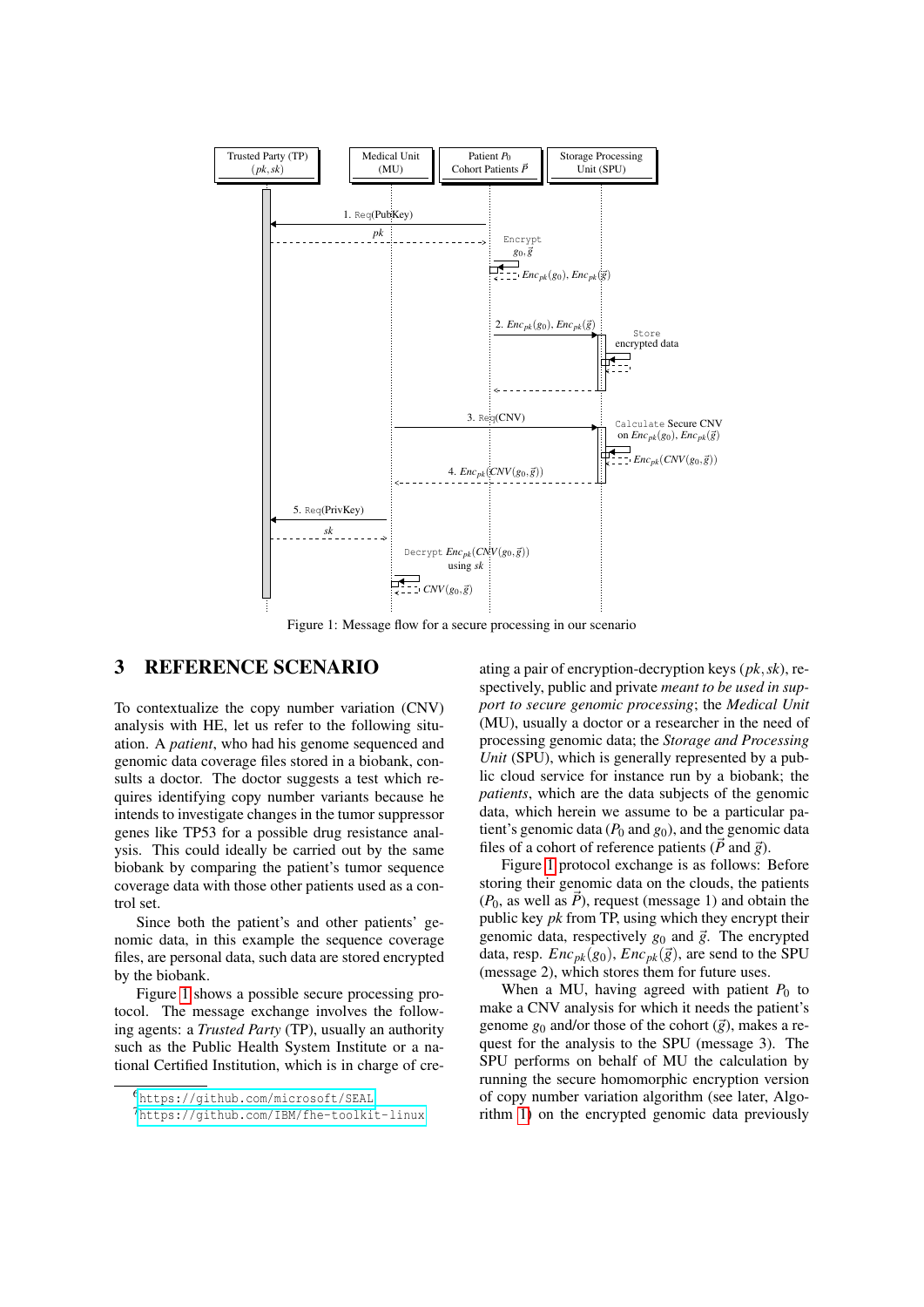Figure 1: Message flow for a secure processing in our scenario

## 3 REFERENCE SCENARIO

To contextualize the copy number variation (CNV) analysis with HE, let us refer to the following situation. A *patient*, who had his genome sequenced and genomic data coverage files stored in a biobank, consults a doctor. The doctor suggests a test which requires identifying copy number variants because he intends to investigate changes in the tumor suppressor genes like TP53 for a possible drug resistance analysis. This could ideally be carried out by the same biobank by comparing the patient's tumor sequence coverage data with those other patients used as a control set.

Since both the patient's and other patients' genomic data, in this example the sequence coverage files, are personal data, such data are stored encrypted by the biobank.

Figure 1 shows a possible secure processing protocol. The message exchange involves the following agents: a *Trusted Party* (TP), usually an authority such as the Public Health System Institute or a national Certified Institution, which is in charge of creating a pair of encryption-decryption keys $(pk, sk)$, respectively, public and private *meant to be used in support to secure genomic processing*; the *Medical Unit* (MU), usually a doctor or a researcher in the need of processing genomic data; the *Storage and Processing Unit* (SPU), which is generally represented by a public cloud service for instance run by a biobank; the *patients*, which are the data subjects of the genomic data, which herein we assume to be a particular patient's genomic data ($P_0$ and $g_0$), and the genomic data files of a cohort of reference patients ($\vec{P}$ and $\vec{g}$).

Figure 1 protocol exchange is as follows: Before storing their genomic data on the clouds, the patients ($P_0$, as well as $\vec{P}$), request (message 1) and obtain the public key $pk$ from TP, using which they encrypt their genomic data, respectively $g_0$ and $\vec{g}$. The encrypted data, resp. $Enc_{pk}(g_0)$, $Enc_{pk}(\vec{g})$, are send to the SPU (message 2), which stores them for future uses.

When a MU, having agreed with patient $P_0$ to make a CNV analysis for which it needs the patient's genome $g_0$ and/or those of the cohort ($\vec{g}$), makes a request for the analysis to the SPU (message 3). The SPU performs on behalf of MU the calculation by running the secure homomorphic encryption version of copy number variation algorithm (see later, Algorithm 1) on the encrypted genomic data previously

[6] https://github.com/microsoft/SEAL

[7] https://github.com/IBM/fhe-toolkit-linux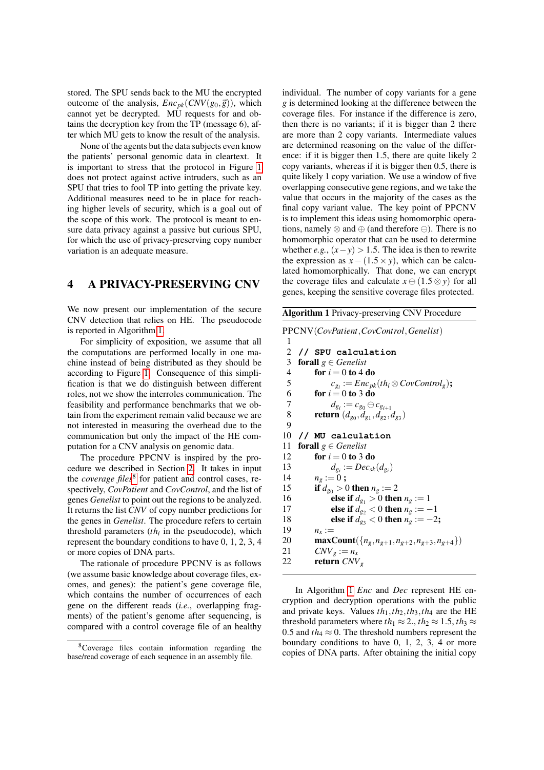stored. The SPU sends back to the MU the encrypted outcome of the analysis, $Enc_{pk}(CNV(g_0, \vec{g}))$, which cannot yet be decrypted. MU requests for and obtains the decryption key from the TP (message 6), after which MU gets to know the result of the analysis.

None of the agents but the data subjects even know the patients' personal genomic data in cleartext. It is important to stress that the protocol in Figure 1 does not protect against active intruders, such as an SPU that tries to fool TP into getting the private key. Additional measures need to be in place for reaching higher levels of security, which is a goal out of the scope of this work. The protocol is meant to ensure data privacy against a passive but curious SPU, for which the use of privacy-preserving copy number variation is an adequate measure.

## 4 A PRIVACY-PRESERVING CNV

We now present our implementation of the secure CNV detection that relies on HE. The pseudocode is reported in Algorithm 1.

For simplicity of exposition, we assume that all the computations are performed locally in one machine instead of being distributed as they should be according to Figure 1. Consequence of this simplification is that we do distinguish between different roles, not we show the interroles communication. The feasibility and performance benchmarks that we obtain from the experiment remain valid because we are not interested in measuring the overhead due to the communication but only the impact of the HE computation for a CNV analysis on genomic data.

The procedure PPCNV is inspired by the procedure we described in Section 2. It takes in input the *coverage files*[8] for patient and control cases, respectively, *CovPatient* and *CovControl*, and the list of genes *Genelist* to point out the regions to be analyzed. It returns the list *CNV* of copy number predictions for the genes in *Genelist*. The procedure refers to certain threshold parameters ($th_i$ in the pseudocode), which represent the boundary conditions to have 0, 1, 2, 3, 4 or more copies of DNA parts.

The rationale of procedure PPCNV is as follows (we assume basic knowledge about coverage files, exomes, and genes): the patient's gene coverage file, which contains the number of occurrences of each gene on the different reads (*i.e.*, overlapping fragments) of the patient's genome after sequencing, is compared with a control coverage file of an healthy individual. The number of copy variants for a gene $g$ is determined looking at the difference between the coverage files. For instance if the difference is zero, then there is no variants; if it is bigger than 2 there are more than 2 copy variants. Intermediate values are determined reasoning on the value of the difference: if it is bigger then 1.5, there are quite likely 2 copy variants, whereas if it is bigger then 0.5, there is quite likely 1 copy variation. We use a window of five overlapping consecutive gene regions, and we take the value that occurs in the majority of the cases as the final copy variant value. The key point of PPCNV is to implement this ideas using homomorphic operations, namely $\otimes$ and $\oplus$ (and therefore $\ominus$). There is no homomorphic operator that can be used to determine whether *e.g.*, $(x-y) > 1.5$. The idea is then to rewrite the expression as $x - (1.5 \times y)$, which can be calculated homomorphically. That done, we can encrypt the coverage files and calculate $x \ominus (1.5 \otimes y)$ for all genes, keeping the sensitive coverage files protected.

**Algorithm 1** Privacy-preserving CNV Procedure

```
PPCNV(CovPatient, CovControl, Genelist)
 1
 2  // SPU calculation
 3  forall g ∈ Genelist
 4      for i = 0 to 4 do
 5          c_{g_i} := Enc_pk(th_i ⊗ CovControl_g);
 6      for i = 0 to 3 do
 7          d_{g_i} := c_{g_0} ⊖ c_{g_{i+1}}
 8      return (d_{g_0}, d_{g_1}, d_{g_2}, d_{g_3})
 9
10  // MU calculation
11  forall g ∈ Genelist
12      for i = 0 to 3 do
13          d_{g_i} := Dec_sk(d_{g_i})
14      n_g := 0 ;
15      if d_{g_0} > 0 then n_g := 2
16          else if d_{g_1} > 0 then n_g := 1
17          else if d_{g_2} < 0 then n_g := −1
18          else if d_{g_3} < 0 then n_g := −2;
19      n_x :=
20      maxCount({n_g, n_{g+1}, n_{g+2}, n_{g+3}, n_{g+4}})
21      CNV_g := n_x
22      return CNV_g
```

In Algorithm 1 *Enc* and *Dec* represent HE encryption and decryption operations with the public and private keys. Values $th_1, th_2, th_3, th_4$ are the HE threshold parameters where $th_1 \approx 2.$, $th_2 \approx 1.5$, $th_3 \approx 0.5$ and $th_4 \approx 0$. The threshold numbers represent the boundary conditions to have 0, 1, 2, 3, 4 or more copies of DNA parts. After obtaining the initial copy

[8] Coverage files contain information regarding the base/read coverage of each sequence in an assembly file.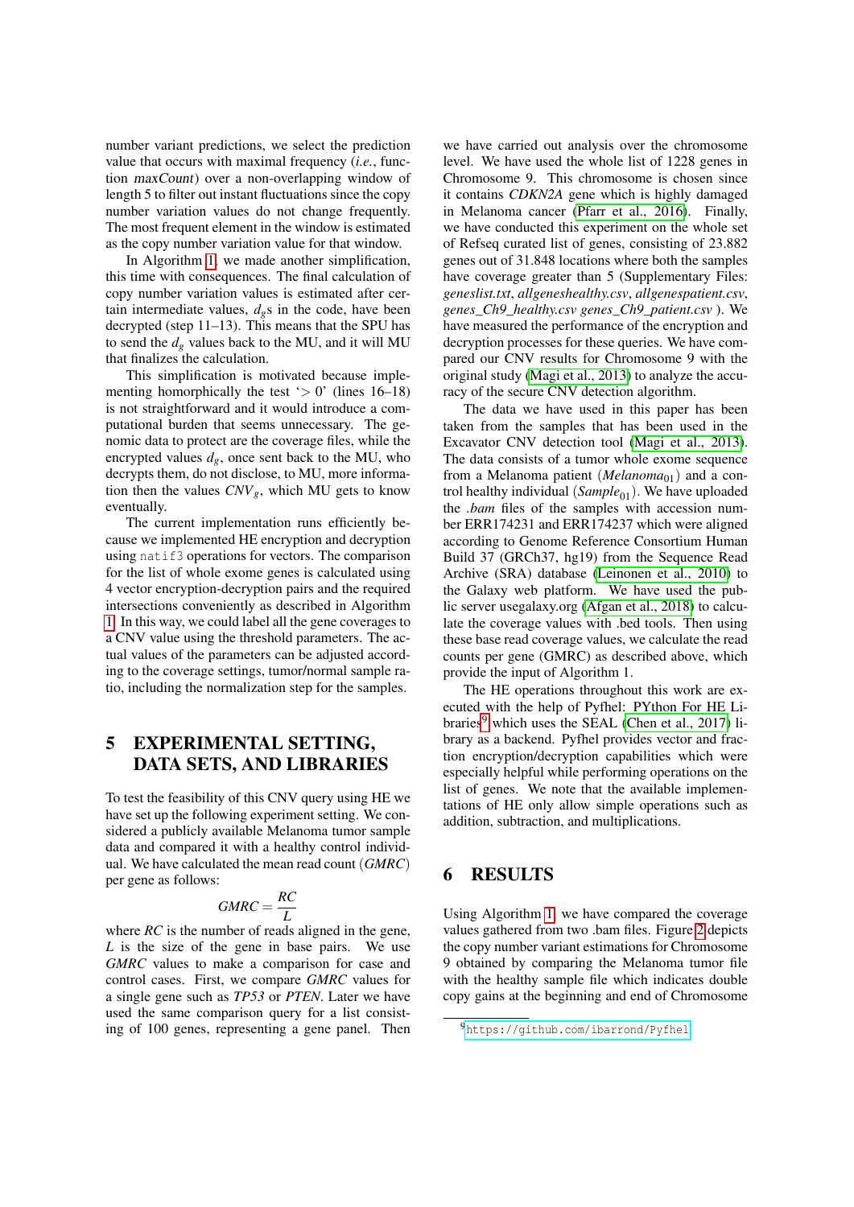number variant predictions, we select the prediction value that occurs with maximal frequency (*i.e.*, function maxCount) over a non-overlapping window of length 5 to filter out instant fluctuations since the copy number variation values do not change frequently. The most frequent element in the window is estimated as the copy number variation value for that window.

In Algorithm 1, we made another simplification, this time with consequences. The final calculation of copy number variation values is estimated after certain intermediate values, $d_g$s in the code, have been decrypted (step 11–13). This means that the SPU has to send the $d_g$ values back to the MU, and it will MU that finalizes the calculation.

This simplification is motivated because implementing homorphically the test '$> 0$' (lines 16–18) is not straightforward and it would introduce a computational burden that seems unnecessary. The genomic data to protect are the coverage files, while the encrypted values $d_g$, once sent back to the MU, who decrypts them, do not disclose, to MU, more information then the values $CNV_g$, which MU gets to know eventually.

The current implementation runs efficiently because we implemented HE encryption and decryption using `natif3` operations for vectors. The comparison for the list of whole exome genes is calculated using 4 vector encryption-decryption pairs and the required intersections conveniently as described in Algorithm 1. In this way, we could label all the gene coverages to a CNV value using the threshold parameters. The actual values of the parameters can be adjusted according to the coverage settings, tumor/normal sample ratio, including the normalization step for the samples.

# 5 EXPERIMENTAL SETTING, DATA SETS, AND LIBRARIES

To test the feasibility of this CNV query using HE we have set up the following experiment setting. We considered a publicly available Melanoma tumor sample data and compared it with a healthy control individual. We have calculated the mean read count ($GMRC$) per gene as follows:

$$GMRC = \frac{RC}{L}$$

where $RC$ is the number of reads aligned in the gene, $L$ is the size of the gene in base pairs. We use $GMRC$ values to make a comparison for case and control cases. First, we compare $GMRC$ values for a single gene such as *TP53* or *PTEN*. Later we have used the same comparison query for a list consisting of 100 genes, representing a gene panel. Then we have carried out analysis over the chromosome level. We have used the whole list of 1228 genes in Chromosome 9. This chromosome is chosen since it contains *CDKN2A* gene which is highly damaged in Melanoma cancer (Pfarr et al., 2016). Finally, we have conducted this experiment on the whole set of Refseq curated list of genes, consisting of 23.882 genes out of 31.848 locations where both the samples have coverage greater than 5 (Supplementary Files: *geneslist.txt*, *allgeneshealthy.csv*, *allgenespatient.csv*, *genes_Ch9_healthy.csv genes_Ch9_patient.csv* ). We have measured the performance of the encryption and decryption processes for these queries. We have compared our CNV results for Chromosome 9 with the original study (Magi et al., 2013) to analyze the accuracy of the secure CNV detection algorithm.

The data we have used in this paper has been taken from the samples that has been used in the Excavator CNV detection tool (Magi et al., 2013). The data consists of a tumor whole exome sequence from a Melanoma patient ($Melanoma_{01}$) and a control healthy individual ($Sample_{01}$). We have uploaded the *.bam* files of the samples with accession number ERR174231 and ERR174237 which were aligned according to Genome Reference Consortium Human Build 37 (GRCh37, hg19) from the Sequence Read Archive (SRA) database (Leinonen et al., 2010) to the Galaxy web platform. We have used the public server usegalaxy.org (Afgan et al., 2018) to calculate the coverage values with .bed tools. Then using these base read coverage values, we calculate the read counts per gene (GMRC) as described above, which provide the input of Algorithm 1.

The HE operations throughout this work are executed with the help of Pyfhel: PYthon For HE Libraries[9] which uses the SEAL (Chen et al., 2017) library as a backend. Pyfhel provides vector and fraction encryption/decryption capabilities which were especially helpful while performing operations on the list of genes. We note that the available implementations of HE only allow simple operations such as addition, subtraction, and multiplications.

# 6 RESULTS

Using Algorithm 1, we have compared the coverage values gathered from two .bam files. Figure 2 depicts the copy number variant estimations for Chromosome 9 obtained by comparing the Melanoma tumor file with the healthy sample file which indicates double copy gains at the beginning and end of Chromosome

[9] https://github.com/ibarrond/Pyfhel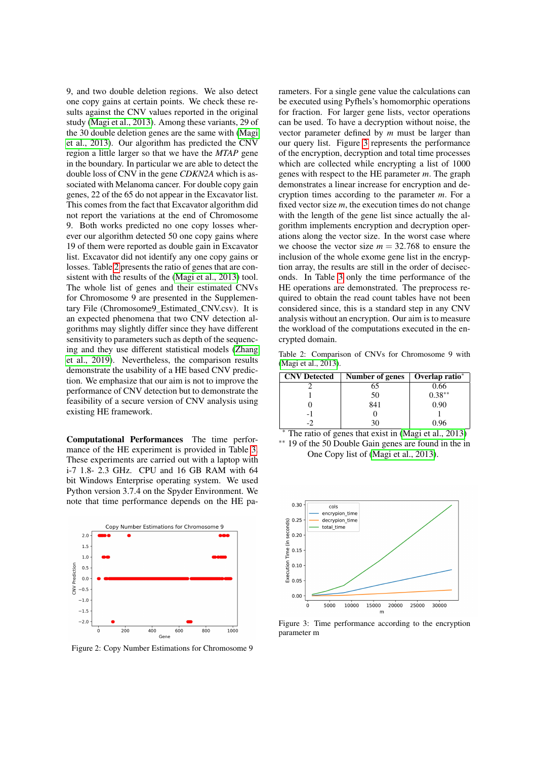9, and two double deletion regions. We also detect one copy gains at certain points. We check these results against the CNV values reported in the original study (Magi et al., 2013). Among these variants, 29 of the 30 double deletion genes are the same with (Magi et al., 2013). Our algorithm has predicted the CNV region a little larger so that we have the *MTAP* gene in the boundary. In particular we are able to detect the double loss of CNV in the gene *CDKN2A* which is associated with Melanoma cancer. For double copy gain genes, 22 of the 65 do not appear in the Excavator list. This comes from the fact that Excavator algorithm did not report the variations at the end of Chromosome 9. Both works predicted no one copy losses wherever our algorithm detected 50 one copy gains where 19 of them were reported as double gain in Excavator list. Excavator did not identify any one copy gains or losses. Table 2 presents the ratio of genes that are consistent with the results of the (Magi et al., 2013) tool. The whole list of genes and their estimated CNVs for Chromosome 9 are presented in the Supplementary File (Chromosome9_Estimated_CNV.csv). It is an expected phenomena that two CNV detection algorithms may slightly differ since they have different sensitivity to parameters such as depth of the sequencing and they use different statistical models (Zhang et al., 2019). Nevertheless, the comparison results demonstrate the usability of a HE based CNV prediction. We emphasize that our aim is not to improve the performance of CNV detection but to demonstrate the feasibility of a secure version of CNV analysis using existing HE framework.

**Computational Performances** The time performance of the HE experiment is provided in Table 3. These experiments are carried out with a laptop with i-7 1.8- 2.3 GHz. CPU and 16 GB RAM with 64 bit Windows Enterprise operating system. We used Python version 3.7.4 on the Spyder Environment. We note that time performance depends on the HE parameters. For a single gene value the calculations can be executed using Pyfhels's homomorphic operations for fraction. For larger gene lists, vector operations can be used. To have a decryption without noise, the vector parameter defined by $m$ must be the larger than our query list. Figure 3 represents the performance of the encryption, decryption and total time processes which are collected while encrypting a list of 1000 genes with respect to the HE parameter $m$. The graph demonstrates a linear increase for encryption and decryption times according to the parameter $m$. For a fixed vector size $m$, the execution times do not change with the length of the gene list since actually the algorithm implements encryption and decryption operations along the vector size. In the worst case where we choose the vector size $m = 32.768$ to ensure the inclusion of the whole exome gene list in the encryption array, the results are still in the order of deciseconds. In Table 3 only the time performance of the HE operations are demonstrated. The preprocess required to obtain the read count tables have not been considered since, this is a standard step in any CNV analysis without an encryption. Our aim is to measure the workload of the computations executed in the encrypted domain.

Figure 2: Copy Number Estimations for Chromosome 9

Table 2: Comparison of CNVs for Chromosome 9 with (Magi et al., 2013).

| CNV Detected | Number of genes | Overlap ratio* |
|---|---|---|
| 2 | 65 | 0.66 |
| 1 | 50 | 0.38** |
| 0 | 841 | 0.90 |
| -1 | 0 | 1 |
| -2 | 30 | 0.96 |

\* The ratio of genes that exist in (Magi et al., 2013)
\*\* 19 of the 50 Double Gain genes are found in the in One Copy list of (Magi et al., 2013).

Figure 3: Time performance according to the encryption parameter m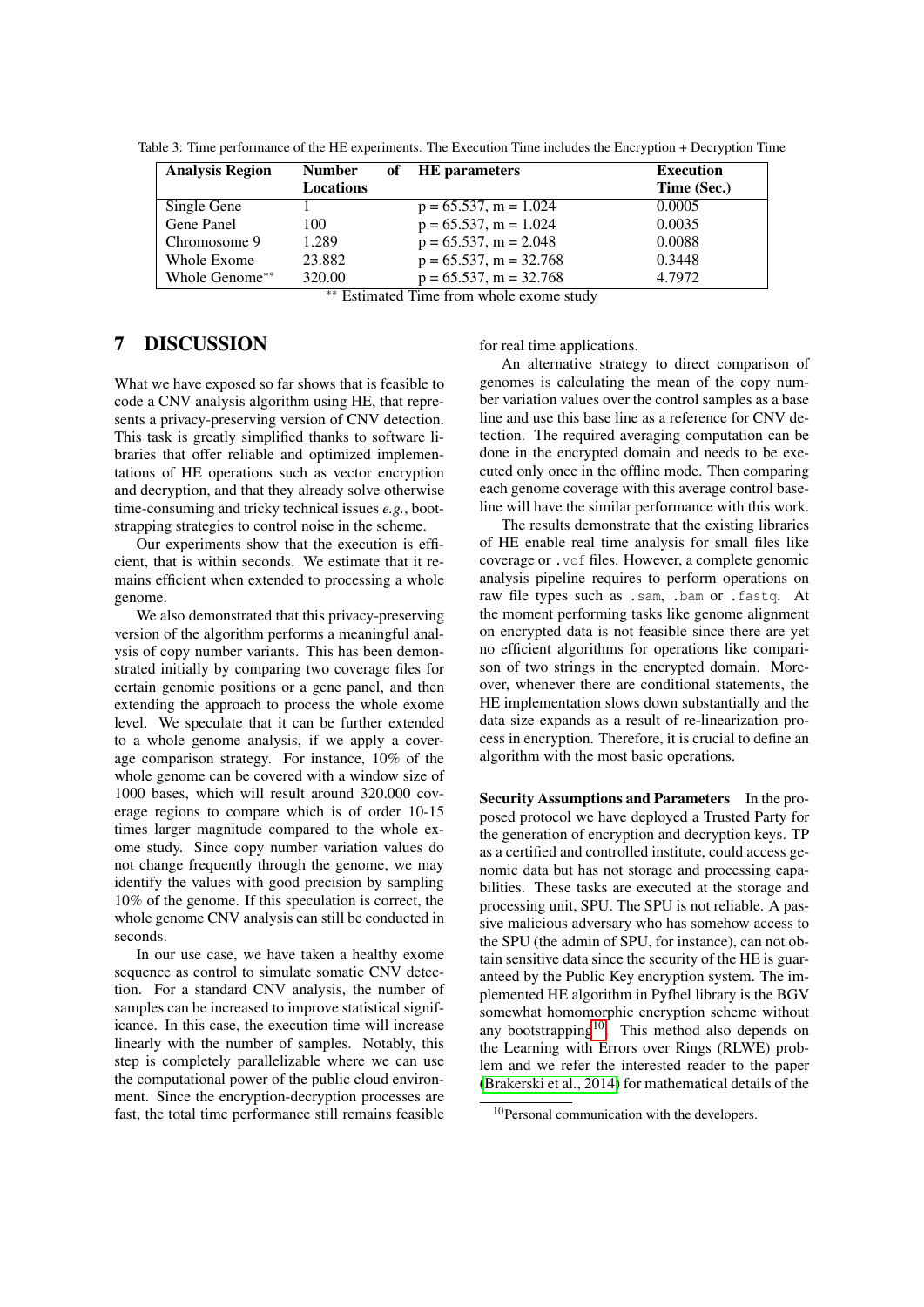Table 3: Time performance of the HE experiments. The Execution Time includes the Encryption + Decryption Time

| Analysis Region | Number of Locations | HE parameters | Execution Time (Sec.) |
|---|---|---|---|
| Single Gene | 1 | p = 65.537, m = 1.024 | 0.0005 |
| Gene Panel | 100 | p = 65.537, m = 1.024 | 0.0035 |
| Chromosome 9 | 1.289 | p = 65.537, m = 2.048 | 0.0088 |
| Whole Exome | 23.882 | p = 65.537, m = 32.768 | 0.3448 |
| Whole Genome** | 320.00 | p = 65.537, m = 32.768 | 4.7972 |

** Estimated Time from whole exome study

## 7 DISCUSSION

What we have exposed so far shows that is feasible to code a CNV analysis algorithm using HE, that represents a privacy-preserving version of CNV detection. This task is greatly simplified thanks to software libraries that offer reliable and optimized implementations of HE operations such as vector encryption and decryption, and that they already solve otherwise time-consuming and tricky technical issues *e.g.*, bootstrapping strategies to control noise in the scheme.

Our experiments show that the execution is efficient, that is within seconds. We estimate that it remains efficient when extended to processing a whole genome.

We also demonstrated that this privacy-preserving version of the algorithm performs a meaningful analysis of copy number variants. This has been demonstrated initially by comparing two coverage files for certain genomic positions or a gene panel, and then extending the approach to process the whole exome level. We speculate that it can be further extended to a whole genome analysis, if we apply a coverage comparison strategy. For instance, 10% of the whole genome can be covered with a window size of 1000 bases, which will result around 320.000 coverage regions to compare which is of order 10-15 times larger magnitude compared to the whole exome study. Since copy number variation values do not change frequently through the genome, we may identify the values with good precision by sampling 10% of the genome. If this speculation is correct, the whole genome CNV analysis can still be conducted in seconds.

In our use case, we have taken a healthy exome sequence as control to simulate somatic CNV detection. For a standard CNV analysis, the number of samples can be increased to improve statistical significance. In this case, the execution time will increase linearly with the number of samples. Notably, this step is completely parallelizable where we can use the computational power of the public cloud environment. Since the encryption-decryption processes are fast, the total time performance still remains feasible for real time applications.

An alternative strategy to direct comparison of genomes is calculating the mean of the copy number variation values over the control samples as a base line and use this base line as a reference for CNV detection. The required averaging computation can be done in the encrypted domain and needs to be executed only once in the offline mode. Then comparing each genome coverage with this average control baseline will have the similar performance with this work.

The results demonstrate that the existing libraries of HE enable real time analysis for small files like coverage or `.vcf` files. However, a complete genomic analysis pipeline requires to perform operations on raw file types such as `.sam`, `.bam` or `.fastq`. At the moment performing tasks like genome alignment on encrypted data is not feasible since there are yet no efficient algorithms for operations like comparison of two strings in the encrypted domain. Moreover, whenever there are conditional statements, the HE implementation slows down substantially and the data size expands as a result of re-linearization process in encryption. Therefore, it is crucial to define an algorithm with the most basic operations.

**Security Assumptions and Parameters** In the proposed protocol we have deployed a Trusted Party for the generation of encryption and decryption keys. TP as a certified and controlled institute, could access genomic data but has not storage and processing capabilities. These tasks are executed at the storage and processing unit, SPU. The SPU is not reliable. A passive malicious adversary who has somehow access to the SPU (the admin of SPU, for instance), can not obtain sensitive data since the security of the HE is guaranteed by the Public Key encryption system. The implemented HE algorithm in Pyfhel library is the BGV somewhat homomorphic encryption scheme without any bootstrapping[10]. This method also depends on the Learning with Errors over Rings (RLWE) problem and we refer the interested reader to the paper (Brakerski et al., 2014) for mathematical details of the

[10] Personal communication with the developers.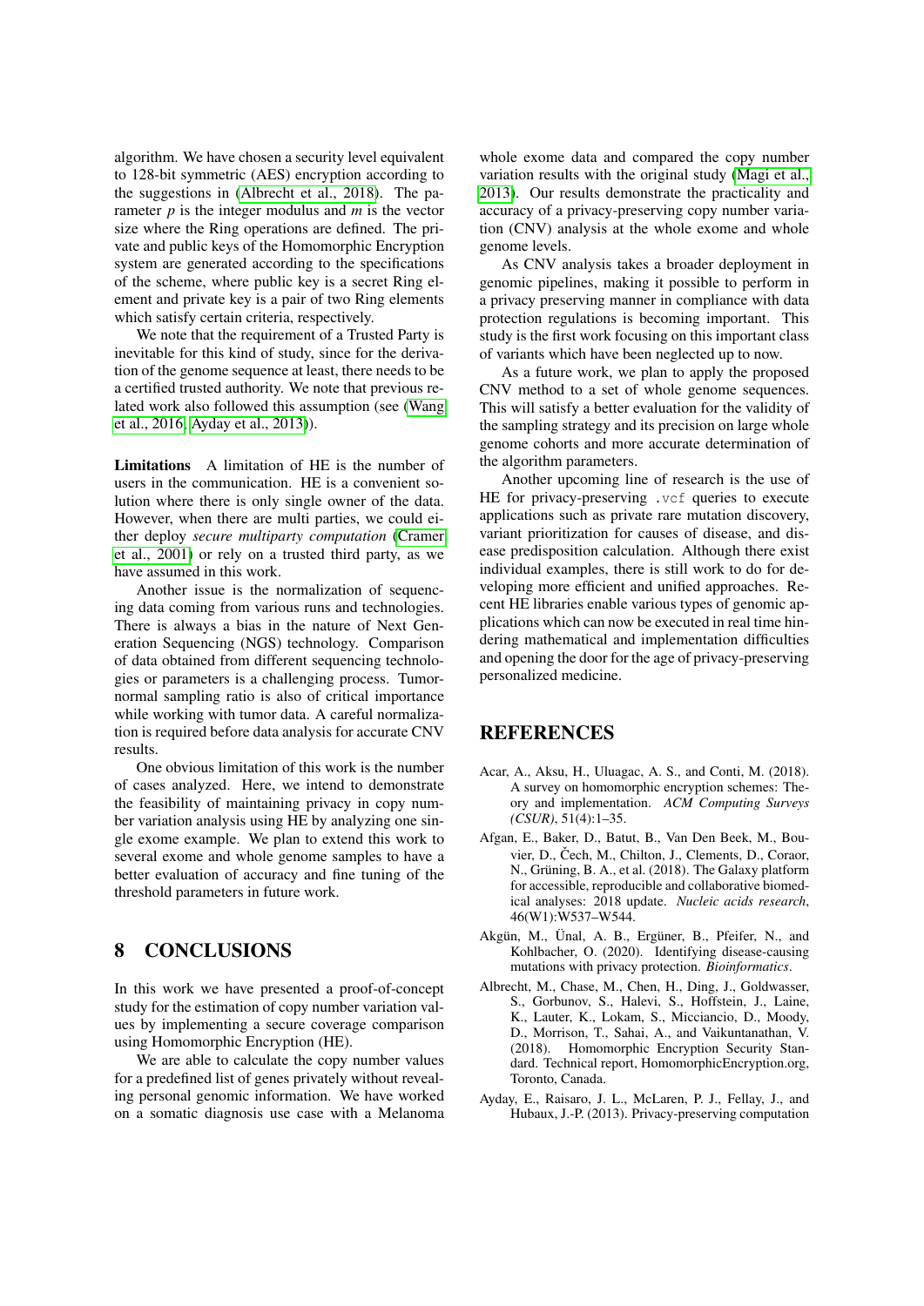algorithm. We have chosen a security level equivalent to 128-bit symmetric (AES) encryption according to the suggestions in (Albrecht et al., 2018). The parameter $p$ is the integer modulus and $m$ is the vector size where the Ring operations are defined. The private and public keys of the Homomorphic Encryption system are generated according to the specifications of the scheme, where public key is a secret Ring element and private key is a pair of two Ring elements which satisfy certain criteria, respectively.

We note that the requirement of a Trusted Party is inevitable for this kind of study, since for the derivation of the genome sequence at least, there needs to be a certified trusted authority. We note that previous related work also followed this assumption (see (Wang et al., 2016; Ayday et al., 2013)).

**Limitations** A limitation of HE is the number of users in the communication. HE is a convenient solution where there is only single owner of the data. However, when there are multi parties, we could either deploy *secure multiparty computation* (Cramer et al., 2001) or rely on a trusted third party, as we have assumed in this work.

Another issue is the normalization of sequencing data coming from various runs and technologies. There is always a bias in the nature of Next Generation Sequencing (NGS) technology. Comparison of data obtained from different sequencing technologies or parameters is a challenging process. Tumor-normal sampling ratio is also of critical importance while working with tumor data. A careful normalization is required before data analysis for accurate CNV results.

One obvious limitation of this work is the number of cases analyzed. Here, we intend to demonstrate the feasibility of maintaining privacy in copy number variation analysis using HE by analyzing one single exome example. We plan to extend this work to several exome and whole genome samples to have a better evaluation of accuracy and fine tuning of the threshold parameters in future work.

# 8 CONCLUSIONS

In this work we have presented a proof-of-concept study for the estimation of copy number variation values by implementing a secure coverage comparison using Homomorphic Encryption (HE).

We are able to calculate the copy number values for a predefined list of genes privately without revealing personal genomic information. We have worked on a somatic diagnosis use case with a Melanoma whole exome data and compared the copy number variation results with the original study (Magi et al., 2013). Our results demonstrate the practicality and accuracy of a privacy-preserving copy number variation (CNV) analysis at the whole exome and whole genome levels.

As CNV analysis takes a broader deployment in genomic pipelines, making it possible to perform in a privacy preserving manner in compliance with data protection regulations is becoming important. This study is the first work focusing on this important class of variants which have been neglected up to now.

As a future work, we plan to apply the proposed CNV method to a set of whole genome sequences. This will satisfy a better evaluation for the validity of the sampling strategy and its precision on large whole genome cohorts and more accurate determination of the algorithm parameters.

Another upcoming line of research is the use of HE for privacy-preserving `.vcf` queries to execute applications such as private rare mutation discovery, variant prioritization for causes of disease, and disease predisposition calculation. Although there exist individual examples, there is still work to do for developing more efficient and unified approaches. Recent HE libraries enable various types of genomic applications which can now be executed in real time hindering mathematical and implementation difficulties and opening the door for the age of privacy-preserving personalized medicine.

# REFERENCES

Acar, A., Aksu, H., Uluagac, A. S., and Conti, M. (2018). A survey on homomorphic encryption schemes: Theory and implementation. *ACM Computing Surveys (CSUR)*, 51(4):1–35.

Afgan, E., Baker, D., Batut, B., Van Den Beek, M., Bouvier, D., Čech, M., Chilton, J., Clements, D., Coraor, N., Grüning, B. A., et al. (2018). The Galaxy platform for accessible, reproducible and collaborative biomedical analyses: 2018 update. *Nucleic acids research*, 46(W1):W537–W544.

Akgün, M., Ünal, A. B., Ergüner, B., Pfeifer, N., and Kohlbacher, O. (2020). Identifying disease-causing mutations with privacy protection. *Bioinformatics*.

Albrecht, M., Chase, M., Chen, H., Ding, J., Goldwasser, S., Gorbunov, S., Halevi, S., Hoffstein, J., Laine, K., Lauter, K., Lokam, S., Micciancio, D., Moody, D., Morrison, T., Sahai, A., and Vaikuntanathan, V. (2018). Homomorphic Encryption Security Standard. Technical report, HomomorphicEncryption.org, Toronto, Canada.

Ayday, E., Raisaro, J. L., McLaren, P. J., Fellay, J., and Hubaux, J.-P. (2013). Privacy-preserving computation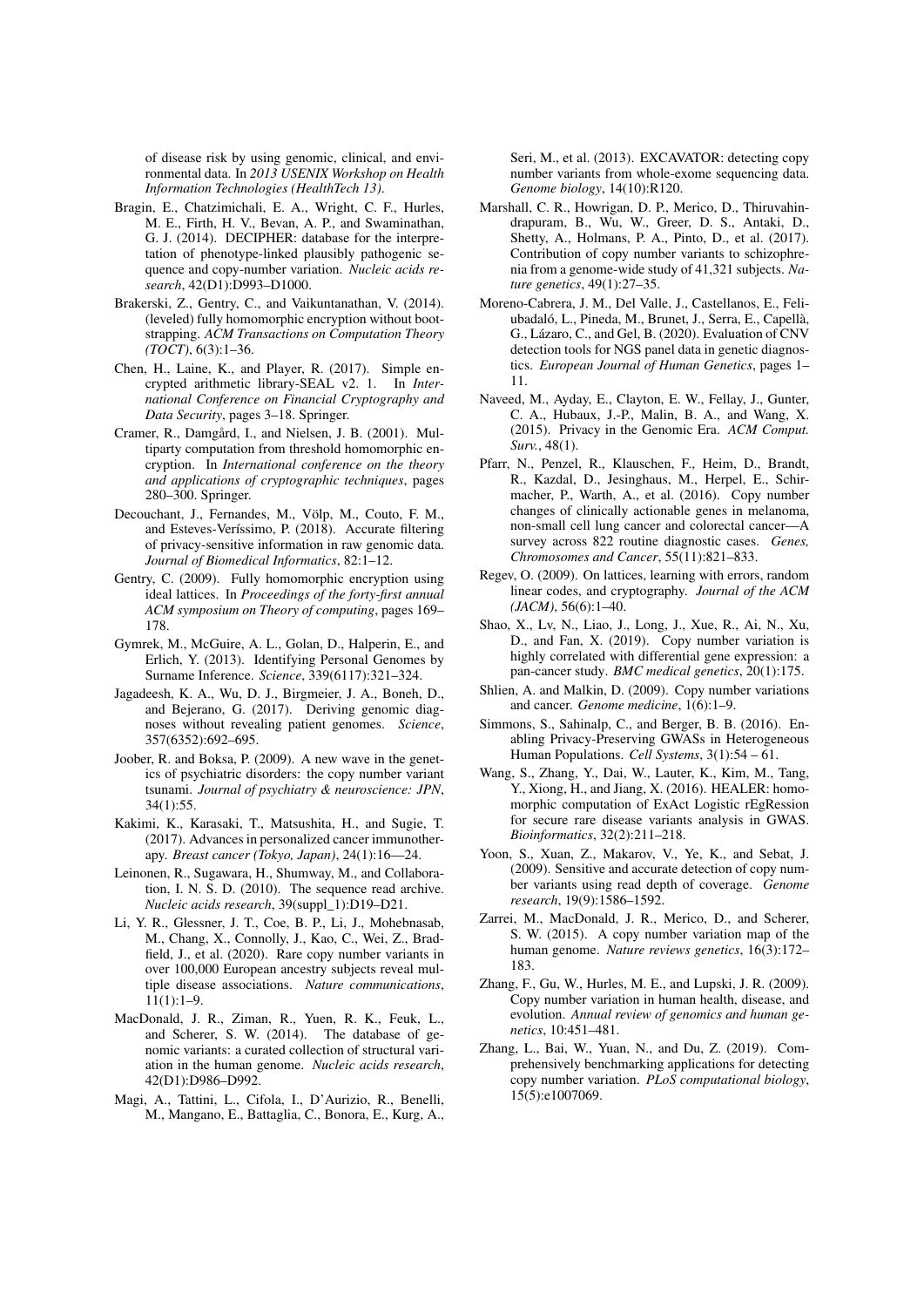of disease risk by using genomic, clinical, and environmental data. In *2013 USENIX Workshop on Health Information Technologies (HealthTech 13)*.

Bragin, E., Chatzimichali, E. A., Wright, C. F., Hurles, M. E., Firth, H. V., Bevan, A. P., and Swaminathan, G. J. (2014). DECIPHER: database for the interpretation of phenotype-linked plausibly pathogenic sequence and copy-number variation. *Nucleic acids research*, 42(D1):D993–D1000.

Brakerski, Z., Gentry, C., and Vaikuntanathan, V. (2014). (leveled) fully homomorphic encryption without bootstrapping. *ACM Transactions on Computation Theory (TOCT)*, 6(3):1–36.

Chen, H., Laine, K., and Player, R. (2017). Simple encrypted arithmetic library-SEAL v2. 1. In *International Conference on Financial Cryptography and Data Security*, pages 3–18. Springer.

Cramer, R., Damgård, I., and Nielsen, J. B. (2001). Multiparty computation from threshold homomorphic encryption. In *International conference on the theory and applications of cryptographic techniques*, pages 280–300. Springer.

Decouchant, J., Fernandes, M., Völp, M., Couto, F. M., and Esteves-Veríssimo, P. (2018). Accurate filtering of privacy-sensitive information in raw genomic data. *Journal of Biomedical Informatics*, 82:1–12.

Gentry, C. (2009). Fully homomorphic encryption using ideal lattices. In *Proceedings of the forty-first annual ACM symposium on Theory of computing*, pages 169–178.

Gymrek, M., McGuire, A. L., Golan, D., Halperin, E., and Erlich, Y. (2013). Identifying Personal Genomes by Surname Inference. *Science*, 339(6117):321–324.

Jagadeesh, K. A., Wu, D. J., Birgmeier, J. A., Boneh, D., and Bejerano, G. (2017). Deriving genomic diagnoses without revealing patient genomes. *Science*, 357(6352):692–695.

Joober, R. and Boksa, P. (2009). A new wave in the genetics of psychiatric disorders: the copy number variant tsunami. *Journal of psychiatry & neuroscience: JPN*, 34(1):55.

Kakimi, K., Karasaki, T., Matsushita, H., and Sugie, T. (2017). Advances in personalized cancer immunotherapy. *Breast cancer (Tokyo, Japan)*, 24(1):16—24.

Leinonen, R., Sugawara, H., Shumway, M., and Collaboration, I. N. S. D. (2010). The sequence read archive. *Nucleic acids research*, 39(suppl_1):D19–D21.

Li, Y. R., Glessner, J. T., Coe, B. P., Li, J., Mohebnasab, M., Chang, X., Connolly, J., Kao, C., Wei, Z., Bradfield, J., et al. (2020). Rare copy number variants in over 100,000 European ancestry subjects reveal multiple disease associations. *Nature communications*, 11(1):1–9.

MacDonald, J. R., Ziman, R., Yuen, R. K., Feuk, L., and Scherer, S. W. (2014). The database of genomic variants: a curated collection of structural variation in the human genome. *Nucleic acids research*, 42(D1):D986–D992.

Magi, A., Tattini, L., Cifola, I., D'Aurizio, R., Benelli, M., Mangano, E., Battaglia, C., Bonora, E., Kurg, A., Seri, M., et al. (2013). EXCAVATOR: detecting copy number variants from whole-exome sequencing data. *Genome biology*, 14(10):R120.

Marshall, C. R., Howrigan, D. P., Merico, D., Thiruvahindrapuram, B., Wu, W., Greer, D. S., Antaki, D., Shetty, A., Holmans, P. A., Pinto, D., et al. (2017). Contribution of copy number variants to schizophrenia from a genome-wide study of 41,321 subjects. *Nature genetics*, 49(1):27–35.

Moreno-Cabrera, J. M., Del Valle, J., Castellanos, E., Feliubadaló, L., Pineda, M., Brunet, J., Serra, E., Capellà, G., Lázaro, C., and Gel, B. (2020). Evaluation of CNV detection tools for NGS panel data in genetic diagnostics. *European Journal of Human Genetics*, pages 1–11.

Naveed, M., Ayday, E., Clayton, E. W., Fellay, J., Gunter, C. A., Hubaux, J.-P., Malin, B. A., and Wang, X. (2015). Privacy in the Genomic Era. *ACM Comput. Surv.*, 48(1).

Pfarr, N., Penzel, R., Klauschen, F., Heim, D., Brandt, R., Kazdal, D., Jesinghaus, M., Herpel, E., Schirmacher, P., Warth, A., et al. (2016). Copy number changes of clinically actionable genes in melanoma, non-small cell lung cancer and colorectal cancer—A survey across 822 routine diagnostic cases. *Genes, Chromosomes and Cancer*, 55(11):821–833.

Regev, O. (2009). On lattices, learning with errors, random linear codes, and cryptography. *Journal of the ACM (JACM)*, 56(6):1–40.

Shao, X., Lv, N., Liao, J., Long, J., Xue, R., Ai, N., Xu, D., and Fan, X. (2019). Copy number variation is highly correlated with differential gene expression: a pan-cancer study. *BMC medical genetics*, 20(1):175.

Shlien, A. and Malkin, D. (2009). Copy number variations and cancer. *Genome medicine*, 1(6):1–9.

Simmons, S., Sahinalp, C., and Berger, B. B. (2016). Enabling Privacy-Preserving GWASs in Heterogeneous Human Populations. *Cell Systems*, 3(1):54 – 61.

Wang, S., Zhang, Y., Dai, W., Lauter, K., Kim, M., Tang, Y., Xiong, H., and Jiang, X. (2016). HEALER: homomorphic computation of ExAct Logistic rEgRession for secure rare disease variants analysis in GWAS. *Bioinformatics*, 32(2):211–218.

Yoon, S., Xuan, Z., Makarov, V., Ye, K., and Sebat, J. (2009). Sensitive and accurate detection of copy number variants using read depth of coverage. *Genome research*, 19(9):1586–1592.

Zarrei, M., MacDonald, J. R., Merico, D., and Scherer, S. W. (2015). A copy number variation map of the human genome. *Nature reviews genetics*, 16(3):172–183.

Zhang, F., Gu, W., Hurles, M. E., and Lupski, J. R. (2009). Copy number variation in human health, disease, and evolution. *Annual review of genomics and human genetics*, 10:451–481.

Zhang, L., Bai, W., Yuan, N., and Du, Z. (2019). Comprehensively benchmarking applications for detecting copy number variation. *PLoS computational biology*, 15(5):e1007069.